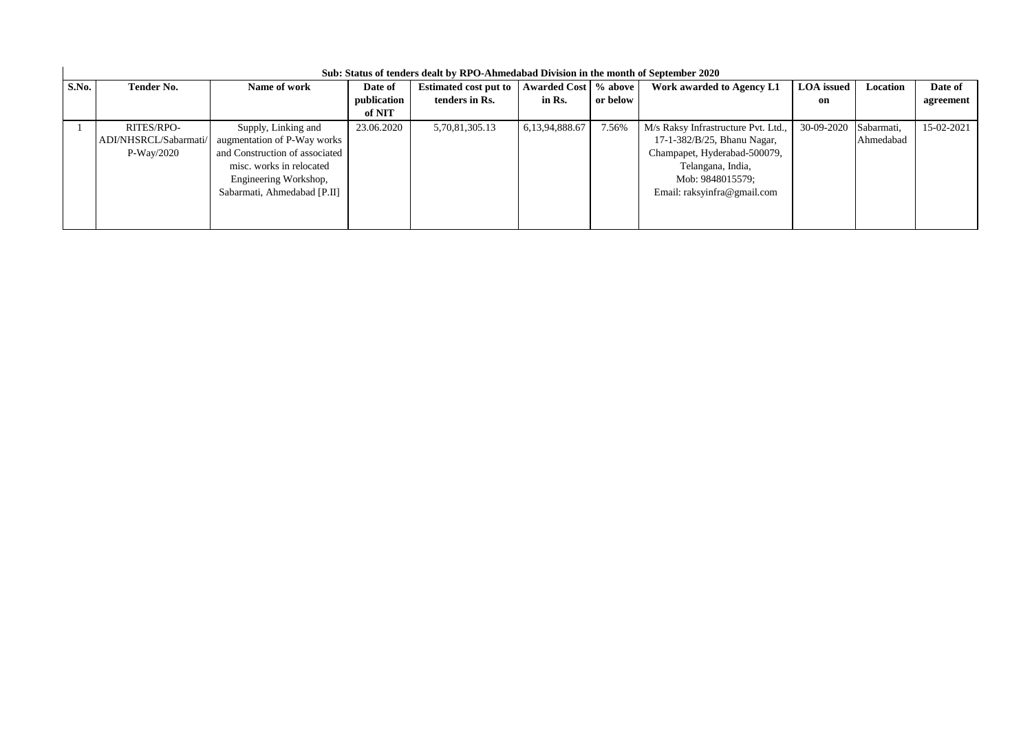**Sub: Status of tenders dealt by RPO-Ahmedabad Division in the month of September 2020**

| S.No. | Tender No. | Name of work | Date of publication of NIT | Estimated cost put to tenders in Rs. | Awarded Cost in Rs. | % above or below | Work awarded to Agency L1 | LOA issued on | Location | Date of agreement |
|---|---|---|---|---|---|---|---|---|---|---|
| 1 | RITES/RPO-ADI/NHSRCL/Sabarmati/P-Way/2020 | Supply, Linking and augmentation of P-Way works and Construction of associated misc. works in relocated Engineering Workshop, Sabarmati, Ahmedabad [P.II] | 23.06.2020 | 5,70,81,305.13 | 6,13,94,888.67 | 7.56% | M/s Raksy Infrastructure Pvt. Ltd., 17-1-382/B/25, Bhanu Nagar, Champapet, Hyderabad-500079, Telangana, India, Mob: 9848015579; Email: raksyinfra@gmail.com | 30-09-2020 | Sabarmati, Ahmedabad | 15-02-2021 |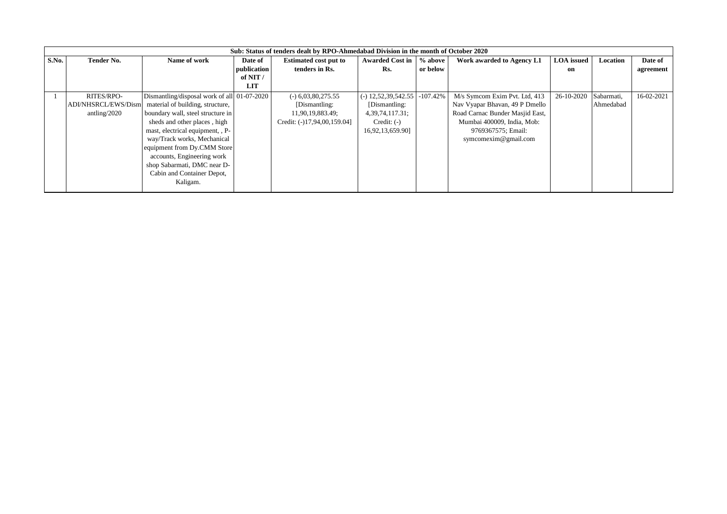| Sub: Status of tenders dealt by RPO-Ahmedabad Division in the month of October 2020 | | | | | | | | | | |
|---|---|---|---|---|---|---|---|---|---|---|
| **S.No.** | **Tender No.** | **Name of work** | **Date of publication of NIT / LIT** | **Estimated cost put to tenders in Rs.** | **Awarded Cost in Rs.** | **% above or below** | **Work awarded to Agency L1** | **LOA issued on** | **Location** | **Date of agreement** |
| 1 | RITES/RPO-ADI/NHSRCL/EWS/Dismantling/2020 | Dismantling/disposal work of all material of building, structure, boundary wall, steel structure in sheds and other places , high mast, electrical equipment, , P-way/Track works, Mechanical equipment from Dy.CMM Store accounts, Engineering work shop Sabarmati, DMC near D-Cabin and Container Depot, Kaligam. | 01-07-2020 | (-) 6,03,80,275.55 [Dismantling: 11,90,19,883.49; Credit: (-)17,94,00,159.04] | (-) 12,52,39,542.55 [Dismantling: 4,39,74,117.31; Credit: (-) 16,92,13,659.90] | -107.42% | M/s Symcom Exim Pvt. Ltd, 413 Nav Vyapar Bhavan, 49 P Dmello Road Carnac Bunder Masjid East, Mumbai 400009, India, Mob: 9769367575; Email: symcomexim@gmail.com | 26-10-2020 | Sabarmati, Ahmedabad | 16-02-2021 |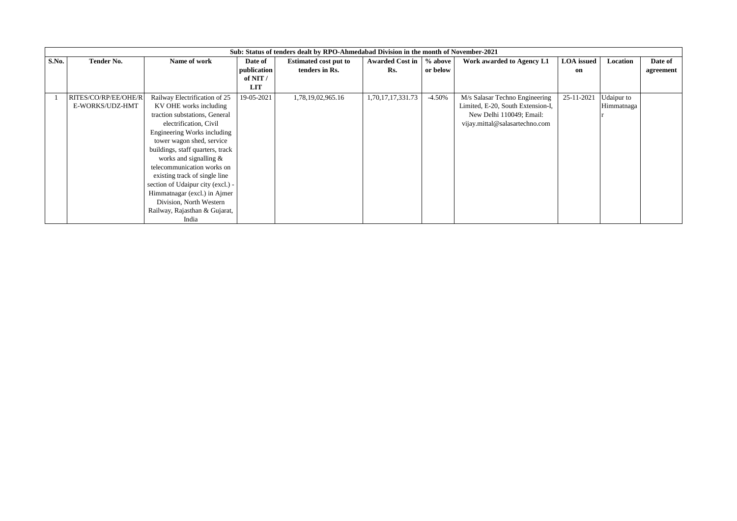| Sub: Status of tenders dealt by RPO-Ahmedabad Division in the month of November-2021 | | | | | | | | | | |
|---|---|---|---|---|---|---|---|---|---|---|
| **S.No.** | **Tender No.** | **Name of work** | **Date of publication of NIT / LIT** | **Estimated cost put to tenders in Rs.** | **Awarded Cost in Rs.** | **% above or below** | **Work awarded to Agency L1** | **LOA issued on** | **Location** | **Date of agreement** |
| 1 | RITES/CO/RP/EE/OHE/RE-WORKS/UDZ-HMT | Railway Electrification of 25 KV OHE works including traction substations, General electrification, Civil Engineering Works including tower wagon shed, service buildings, staff quarters, track works and signalling & telecommunication works on existing track of single line section of Udaipur city (excl.) - Himmatnagar (excl.) in Ajmer Division, North Western Railway, Rajasthan & Gujarat, India | 19-05-2021 | 1,78,19,02,965.16 | 1,70,17,17,331.73 | -4.50% | M/s Salasar Techno Engineering Limited, E-20, South Extension-I, New Delhi 110049; Email: vijay.mittal@salasartechno.com | 25-11-2021 | Udaipur to Himmatnagar | |